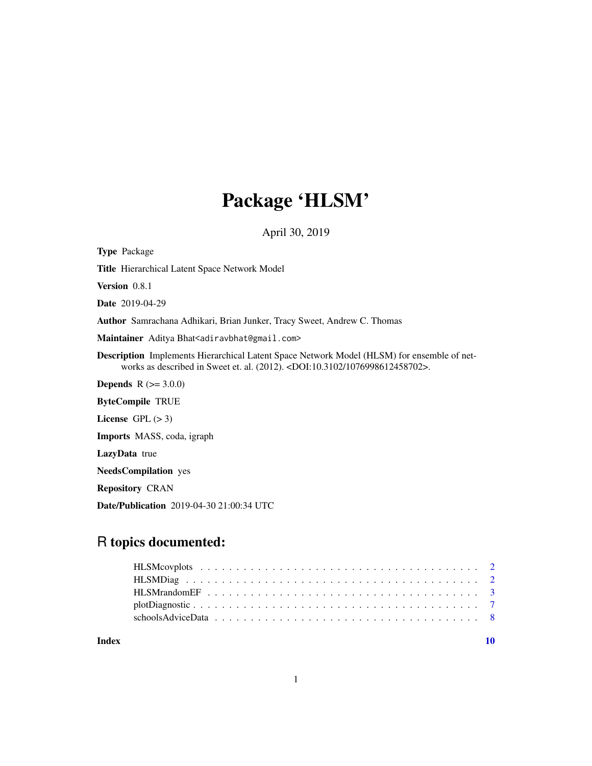# Package 'HLSM'

April 30, 2019

**Type** Package

**Title** Hierarchical Latent Space Network Model

**Version** 0.8.1

**Date** 2019-04-29

**Author** Samrachana Adhikari, Brian Junker, Tracy Sweet, Andrew C. Thomas

**Maintainer** Aditya Bhat<adiravbhat@gmail.com>

**Description** Implements Hierarchical Latent Space Network Model (HLSM) for ensemble of networks as described in Sweet et. al. (2012). <DOI:10.3102/1076998612458702>.

**Depends** R (>= 3.0.0)

**ByteCompile** TRUE

**License** GPL (> 3)

**Imports** MASS, coda, igraph

**LazyData** true

**NeedsCompilation** yes

**Repository** CRAN

**Date/Publication** 2019-04-30 21:00:34 UTC

## R topics documented:

- HLSMcovplots . . . . . . . . . . . . . . . . . . . . . . . . . . . . . . . . . . . . . 2
- HLSMDiag . . . . . . . . . . . . . . . . . . . . . . . . . . . . . . . . . . . . . . . 2
- HLSMrandomEF . . . . . . . . . . . . . . . . . . . . . . . . . . . . . . . . . . . . 3
- plotDiagnostic . . . . . . . . . . . . . . . . . . . . . . . . . . . . . . . . . . . . . 7
- schoolsAdviceData . . . . . . . . . . . . . . . . . . . . . . . . . . . . . . . . . . . 8

**Index** 10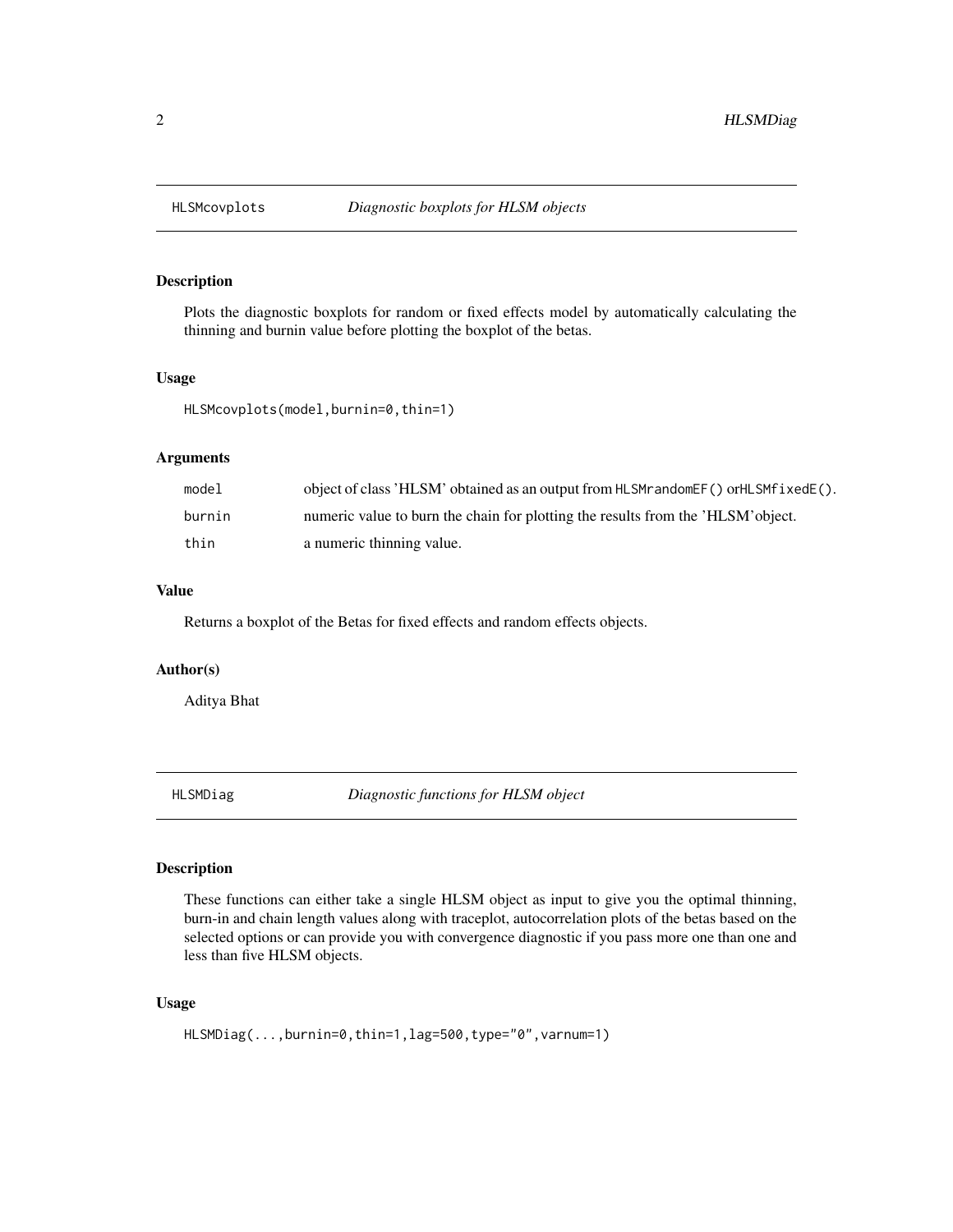## HLSMcovplots — *Diagnostic boxplots for HLSM objects*

### Description

Plots the diagnostic boxplots for random or fixed effects model by automatically calculating the thinning and burnin value before plotting the boxplot of the betas.

### Usage

```
HLSMcovplots(model,burnin=0,thin=1)
```

### Arguments

| | |
|---|---|
| `model` | object of class 'HLSM' obtained as an output from `HLSMrandomEF()` or`HLSMfixedE()`. |
| `burnin` | numeric value to burn the chain for plotting the results from the 'HLSM'object. |
| `thin` | a numeric thinning value. |

### Value

Returns a boxplot of the Betas for fixed effects and random effects objects.

### Author(s)

Aditya Bhat

## HLSMDiag — *Diagnostic functions for HLSM object*

### Description

These functions can either take a single HLSM object as input to give you the optimal thinning, burn-in and chain length values along with traceplot, autocorrelation plots of the betas based on the selected options or can provide you with convergence diagnostic if you pass more one than one and less than five HLSM objects.

### Usage

```
HLSMDiag(...,burnin=0,thin=1,lag=500,type="0",varnum=1)
```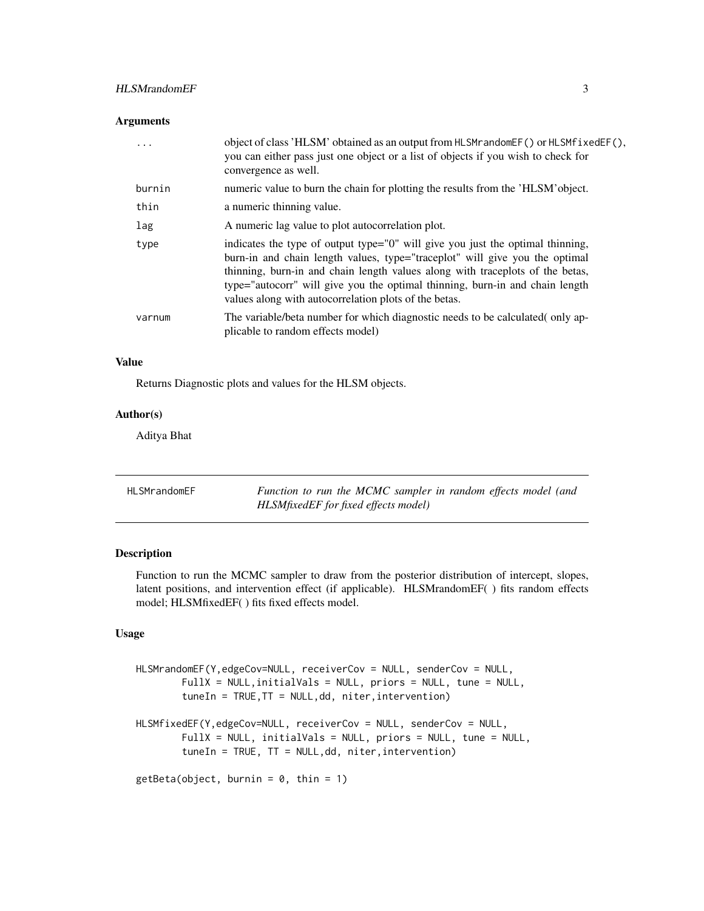### Arguments

| | |
|---|---|
| ... | object of class 'HLSM' obtained as an output from `HLSMrandomEF()` or `HLSMfixedEF()`, you can either pass just one object or a list of objects if you wish to check for convergence as well. |
| burnin | numeric value to burn the chain for plotting the results from the 'HLSM'object. |
| thin | a numeric thinning value. |
| lag | A numeric lag value to plot autocorrelation plot. |
| type | indicates the type of output type="0" will give you just the optimal thinning, burn-in and chain length values, type="traceplot" will give you the optimal thinning, burn-in and chain length values along with traceplots of the betas, type="autocorr" will give you the optimal thinning, burn-in and chain length values along with autocorrelation plots of the betas. |
| varnum | The variable/beta number for which diagnostic needs to be calculated( only applicable to random effects model) |

### Value

Returns Diagnostic plots and values for the HLSM objects.

### Author(s)

Aditya Bhat

---

## HLSMrandomEF — *Function to run the MCMC sampler in random effects model (and HLSMfixedEF for fixed effects model)*

---

### Description

Function to run the MCMC sampler to draw from the posterior distribution of intercept, slopes, latent positions, and intervention effect (if applicable). HLSMrandomEF( ) fits random effects model; HLSMfixedEF( ) fits fixed effects model.

### Usage

```
HLSMrandomEF(Y,edgeCov=NULL, receiverCov = NULL, senderCov = NULL,
        FullX = NULL,initialVals = NULL, priors = NULL, tune = NULL,
        tuneIn = TRUE,TT = NULL,dd, niter,intervention)

HLSMfixedEF(Y,edgeCov=NULL, receiverCov = NULL, senderCov = NULL,
        FullX = NULL, initialVals = NULL, priors = NULL, tune = NULL,
        tuneIn = TRUE, TT = NULL,dd, niter,intervention)

getBeta(object, burnin = 0, thin = 1)
```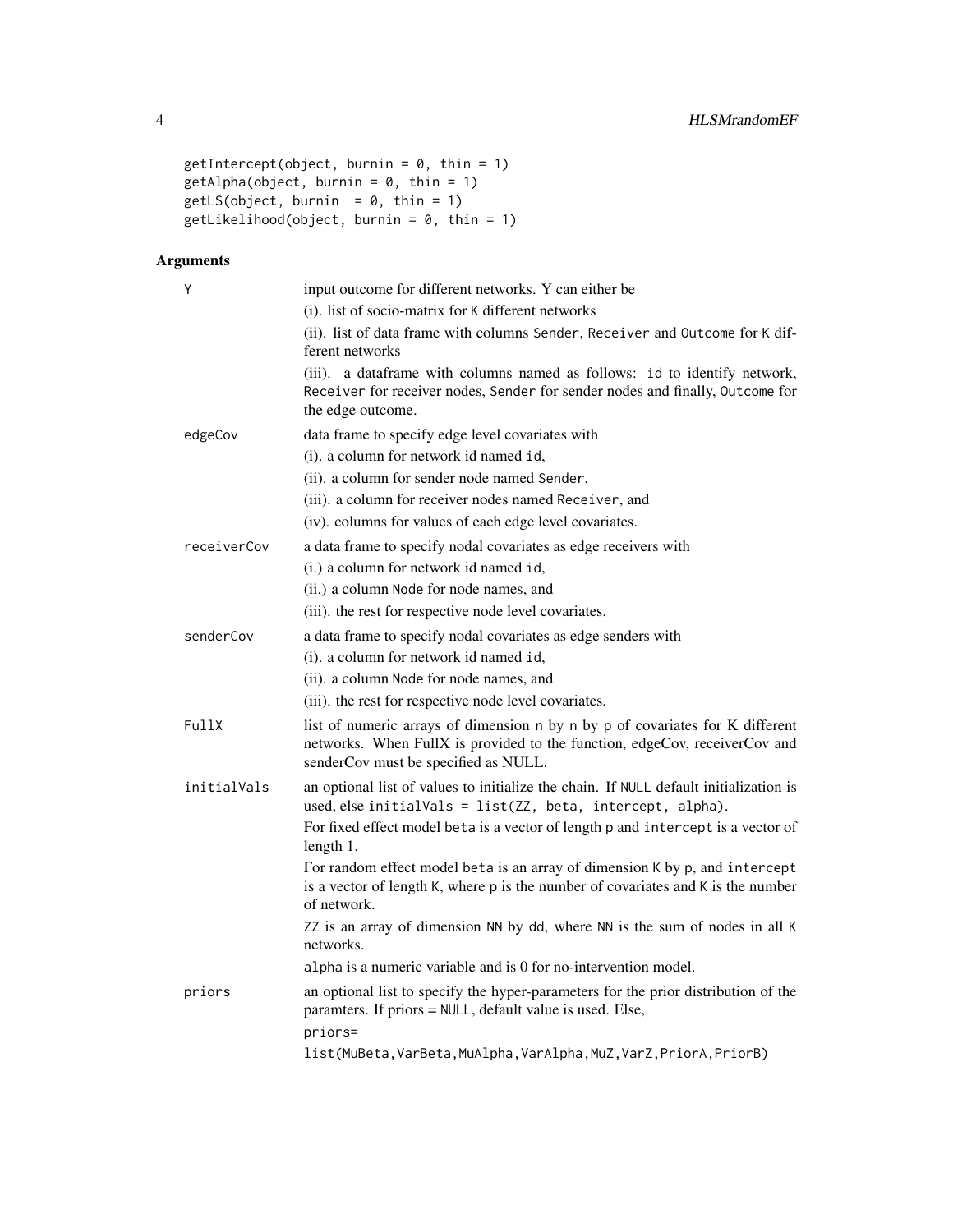```
getIntercept(object, burnin = 0, thin = 1)
getAlpha(object, burnin = 0, thin = 1)
getLS(object, burnin  = 0, thin = 1)
getLikelihood(object, burnin = 0, thin = 1)
```

## Arguments

| | |
|---|---|
| `Y` | input outcome for different networks. Y can either be<br>(i). list of socio-matrix for `K` different networks<br>(ii). list of data frame with columns `Sender`, `Receiver` and `Outcome` for `K` different networks<br>(iii). a dataframe with columns named as follows: `id` to identify network, `Receiver` for receiver nodes, `Sender` for sender nodes and finally, `Outcome` for the edge outcome. |
| `edgeCov` | data frame to specify edge level covariates with<br>(i). a column for network id named `id`,<br>(ii). a column for sender node named `Sender`,<br>(iii). a column for receiver nodes named `Receiver`, and<br>(iv). columns for values of each edge level covariates. |
| `receiverCov` | a data frame to specify nodal covariates as edge receivers with<br>(i.) a column for network id named `id`,<br>(ii.) a column `Node` for node names, and<br>(iii). the rest for respective node level covariates. |
| `senderCov` | a data frame to specify nodal covariates as edge senders with<br>(i). a column for network id named `id`,<br>(ii). a column `Node` for node names, and<br>(iii). the rest for respective node level covariates. |
| `FullX` | list of numeric arrays of dimension `n` by `n` by `p` of covariates for K different networks. When FullX is provided to the function, edgeCov, receiverCov and senderCov must be specified as NULL. |
| `initialVals` | an optional list of values to initialize the chain. If `NULL` default initialization is used, else `initialVals = list(ZZ, beta, intercept, alpha)`.<br>For fixed effect model `beta` is a vector of length `p` and `intercept` is a vector of length 1.<br>For random effect model `beta` is an array of dimension `K` by `p`, and `intercept` is a vector of length `K`, where `p` is the number of covariates and `K` is the number of network.<br>`ZZ` is an array of dimension `NN` by `dd`, where `NN` is the sum of nodes in all `K` networks.<br>`alpha` is a numeric variable and is 0 for no-intervention model. |
| `priors` | an optional list to specify the hyper-parameters for the prior distribution of the paramters. If priors = `NULL`, default value is used. Else,<br>`priors=`<br>`list(MuBeta,VarBeta,MuAlpha,VarAlpha,MuZ,VarZ,PriorA,PriorB)` |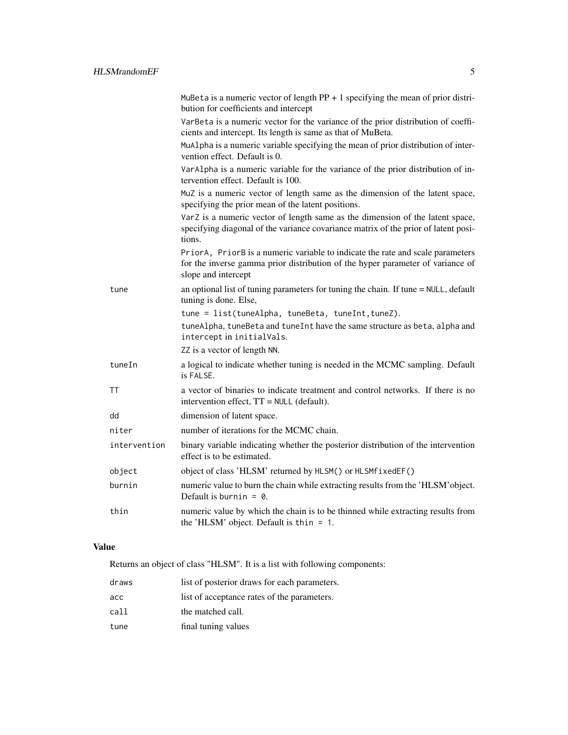MuBeta is a numeric vector of length PP + 1 specifying the mean of prior distribution for coefficients and intercept

VarBeta is a numeric vector for the variance of the prior distribution of coefficients and intercept. Its length is same as that of MuBeta.

MuAlpha is a numeric variable specifying the mean of prior distribution of intervention effect. Default is 0.

VarAlpha is a numeric variable for the variance of the prior distribution of intervention effect. Default is 100.

MuZ is a numeric vector of length same as the dimension of the latent space, specifying the prior mean of the latent positions.

VarZ is a numeric vector of length same as the dimension of the latent space, specifying diagonal of the variance covariance matrix of the prior of latent positions.

PriorA, PriorB is a numeric variable to indicate the rate and scale parameters for the inverse gamma prior distribution of the hyper parameter of variance of slope and intercept

| | |
|---|---|
| tune | an optional list of tuning parameters for tuning the chain. If tune = NULL, default tuning is done. Else, <br> tune = list(tuneAlpha, tuneBeta, tuneInt,tuneZ). <br> tuneAlpha, tuneBeta and tuneInt have the same structure as beta, alpha and intercept in initialVals. <br> ZZ is a vector of length NN. |
| tuneIn | a logical to indicate whether tuning is needed in the MCMC sampling. Default is FALSE. |
| TT | a vector of binaries to indicate treatment and control networks. If there is no intervention effect, TT = NULL (default). |
| dd | dimension of latent space. |
| niter | number of iterations for the MCMC chain. |
| intervention | binary variable indicating whether the posterior distribution of the intervention effect is to be estimated. |
| object | object of class 'HLSM' returned by HLSM() or HLSMfixedEF() |
| burnin | numeric value to burn the chain while extracting results from the 'HLSM'object. Default is burnin = 0. |
| thin | numeric value by which the chain is to be thinned while extracting results from the 'HLSM' object. Default is thin = 1. |

## Value

Returns an object of class "HLSM". It is a list with following components:

| | |
|---|---|
| draws | list of posterior draws for each parameters. |
| acc | list of acceptance rates of the parameters. |
| call | the matched call. |
| tune | final tuning values |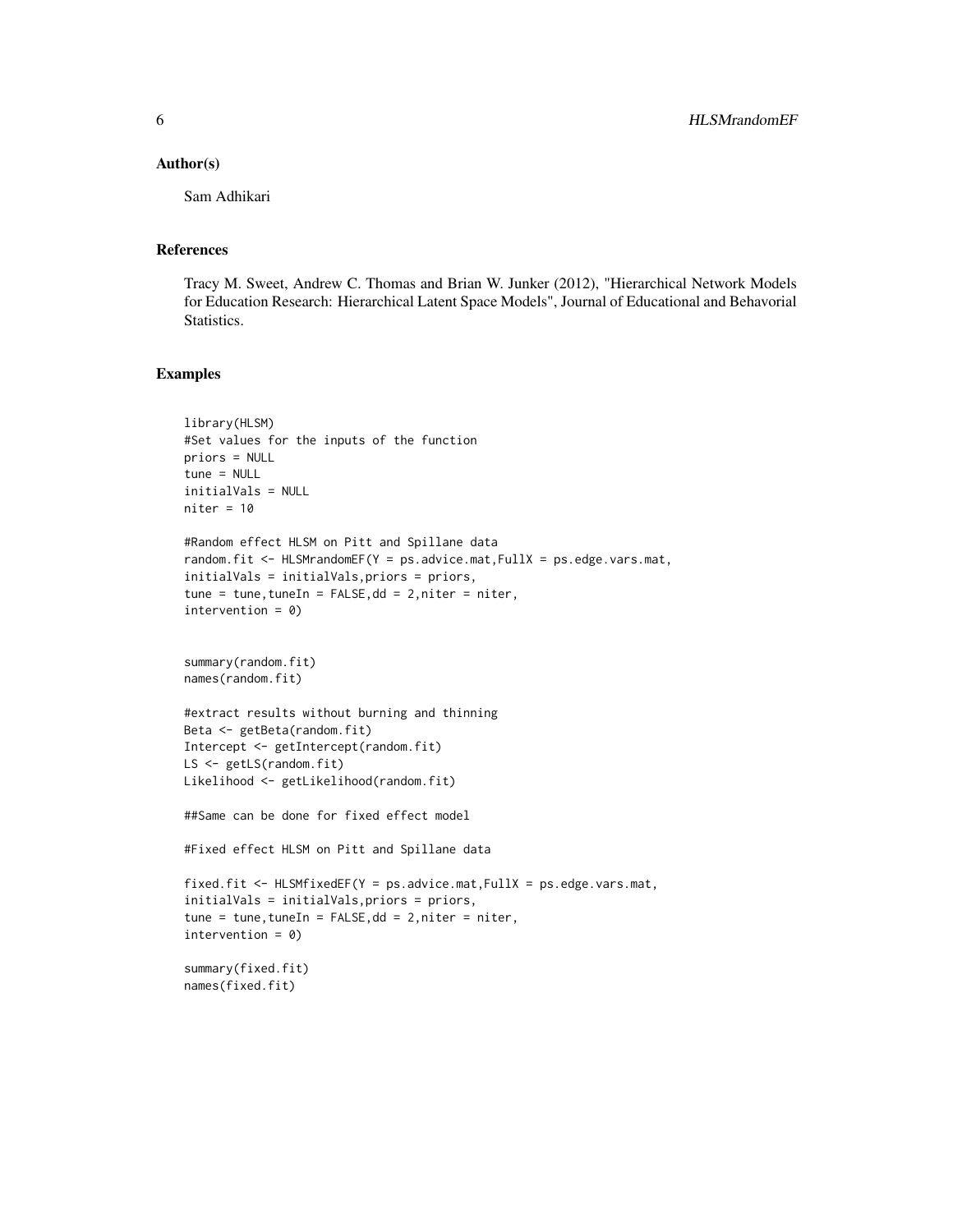### Author(s)

Sam Adhikari

### References

Tracy M. Sweet, Andrew C. Thomas and Brian W. Junker (2012), "Hierarchical Network Models for Education Research: Hierarchical Latent Space Models", Journal of Educational and Behavorial Statistics.

### Examples

```
library(HLSM)
#Set values for the inputs of the function
priors = NULL
tune = NULL
initialVals = NULL
niter = 10

#Random effect HLSM on Pitt and Spillane data
random.fit <- HLSMrandomEF(Y = ps.advice.mat,FullX = ps.edge.vars.mat,
initialVals = initialVals,priors = priors,
tune = tune,tuneIn = FALSE,dd = 2,niter = niter,
intervention = 0)


summary(random.fit)
names(random.fit)

#extract results without burning and thinning
Beta <- getBeta(random.fit)
Intercept <- getIntercept(random.fit)
LS <- getLS(random.fit)
Likelihood <- getLikelihood(random.fit)

##Same can be done for fixed effect model

#Fixed effect HLSM on Pitt and Spillane data

fixed.fit <- HLSMfixedEF(Y = ps.advice.mat,FullX = ps.edge.vars.mat,
initialVals = initialVals,priors = priors,
tune = tune,tuneIn = FALSE,dd = 2,niter = niter,
intervention = 0)

summary(fixed.fit)
names(fixed.fit)
```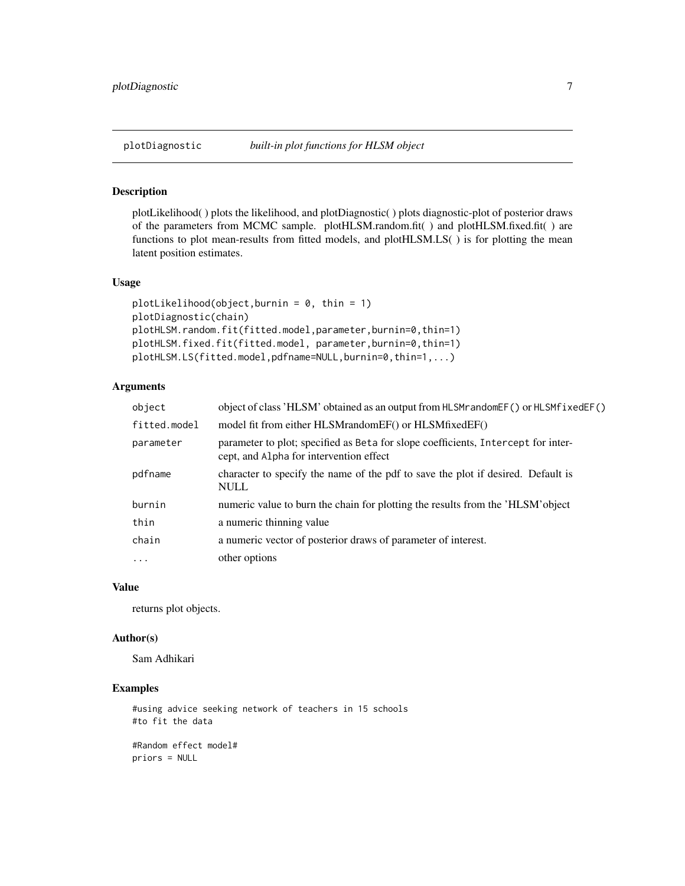# plotDiagnostic *built-in plot functions for HLSM object*

## Description

plotLikelihood( ) plots the likelihood, and plotDiagnostic( ) plots diagnostic-plot of posterior draws of the parameters from MCMC sample. plotHLSM.random.fit( ) and plotHLSM.fixed.fit( ) are functions to plot mean-results from fitted models, and plotHLSM.LS( ) is for plotting the mean latent position estimates.

## Usage

```
plotLikelihood(object,burnin = 0, thin = 1)
plotDiagnostic(chain)
plotHLSM.random.fit(fitted.model,parameter,burnin=0,thin=1)
plotHLSM.fixed.fit(fitted.model, parameter,burnin=0,thin=1)
plotHLSM.LS(fitted.model,pdfname=NULL,burnin=0,thin=1,...)
```

## Arguments

| | |
|---|---|
| `object` | object of class 'HLSM' obtained as an output from `HLSMrandomEF()` or `HLSMfixedEF()` |
| `fitted.model` | model fit from either HLSMrandomEF() or HLSMfixedEF() |
| `parameter` | parameter to plot; specified as `Beta` for slope coefficients, `Intercept` for intercept, and `Alpha` for intervention effect |
| `pdfname` | character to specify the name of the pdf to save the plot if desired. Default is NULL |
| `burnin` | numeric value to burn the chain for plotting the results from the 'HLSM'object |
| `thin` | a numeric thinning value |
| `chain` | a numeric vector of posterior draws of parameter of interest. |
| `...` | other options |

## Value

returns plot objects.

## Author(s)

Sam Adhikari

## Examples

```
#using advice seeking network of teachers in 15 schools
#to fit the data

#Random effect model#
priors = NULL
```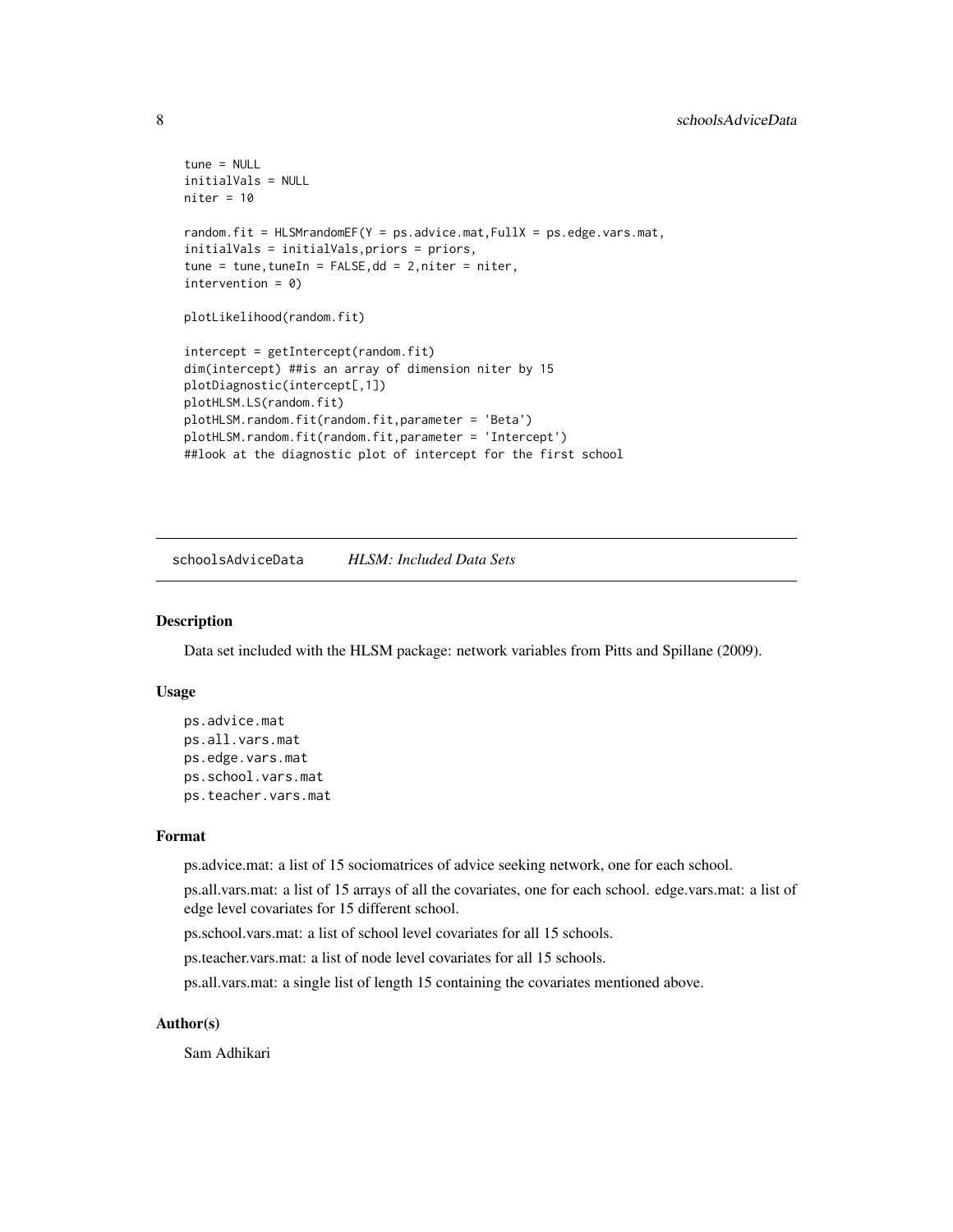```
tune = NULL
initialVals = NULL
niter = 10

random.fit = HLSMrandomEF(Y = ps.advice.mat,FullX = ps.edge.vars.mat,
initialVals = initialVals,priors = priors,
tune = tune,tuneIn = FALSE,dd = 2,niter = niter,
intervention = 0)

plotLikelihood(random.fit)

intercept = getIntercept(random.fit)
dim(intercept) ##is an array of dimension niter by 15
plotDiagnostic(intercept[,1])
plotHLSM.LS(random.fit)
plotHLSM.random.fit(random.fit,parameter = 'Beta')
plotHLSM.random.fit(random.fit,parameter = 'Intercept')
##look at the diagnostic plot of intercept for the first school
```

---

## schoolsAdviceData *HLSM: Included Data Sets*

### Description

Data set included with the HLSM package: network variables from Pitts and Spillane (2009).

### Usage

```
ps.advice.mat
ps.all.vars.mat
ps.edge.vars.mat
ps.school.vars.mat
ps.teacher.vars.mat
```

### Format

ps.advice.mat: a list of 15 sociomatrices of advice seeking network, one for each school.

ps.all.vars.mat: a list of 15 arrays of all the covariates, one for each school. edge.vars.mat: a list of edge level covariates for 15 different school.

ps.school.vars.mat: a list of school level covariates for all 15 schools.

ps.teacher.vars.mat: a list of node level covariates for all 15 schools.

ps.all.vars.mat: a single list of length 15 containing the covariates mentioned above.

### Author(s)

Sam Adhikari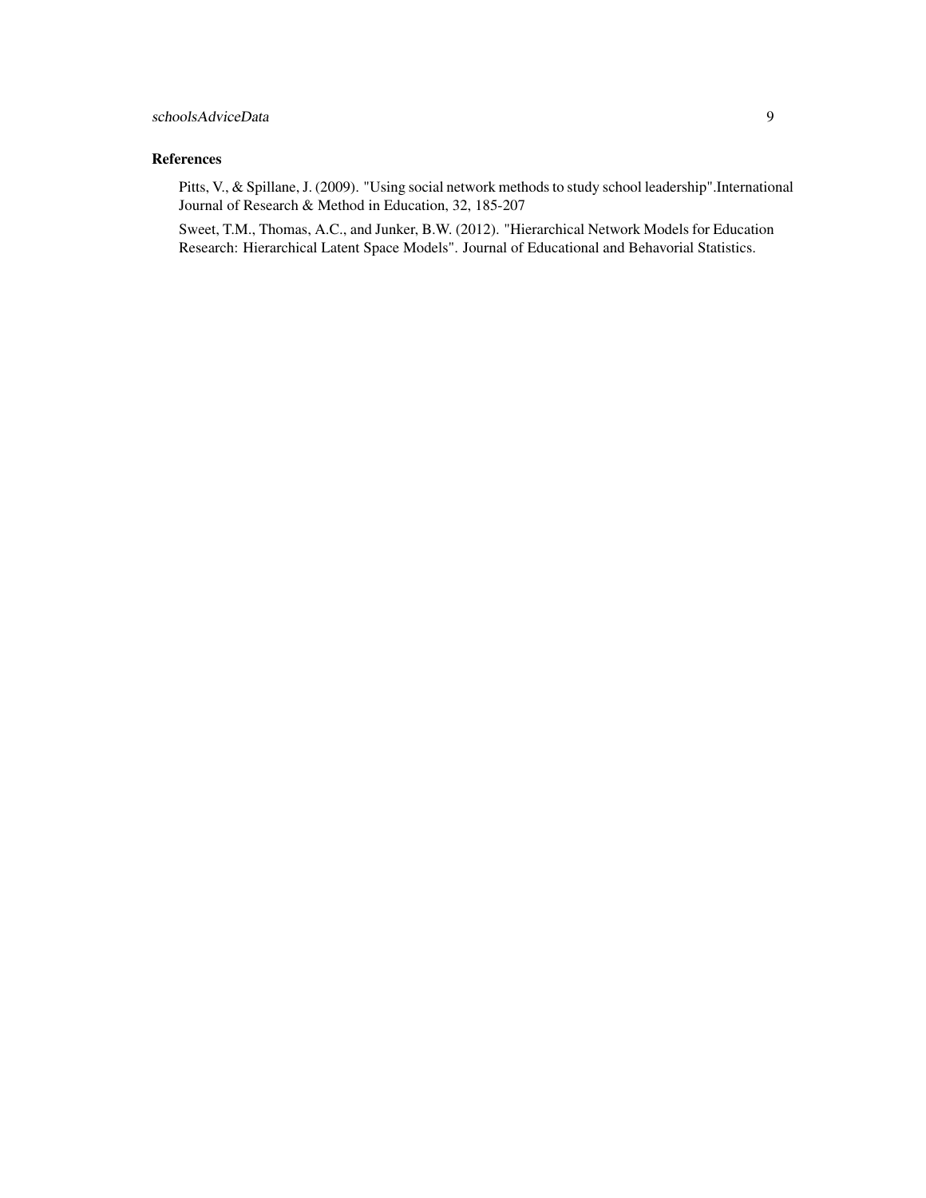### References

Pitts, V., & Spillane, J. (2009). "Using social network methods to study school leadership".International Journal of Research & Method in Education, 32, 185-207

Sweet, T.M., Thomas, A.C., and Junker, B.W. (2012). "Hierarchical Network Models for Education Research: Hierarchical Latent Space Models". Journal of Educational and Behavorial Statistics.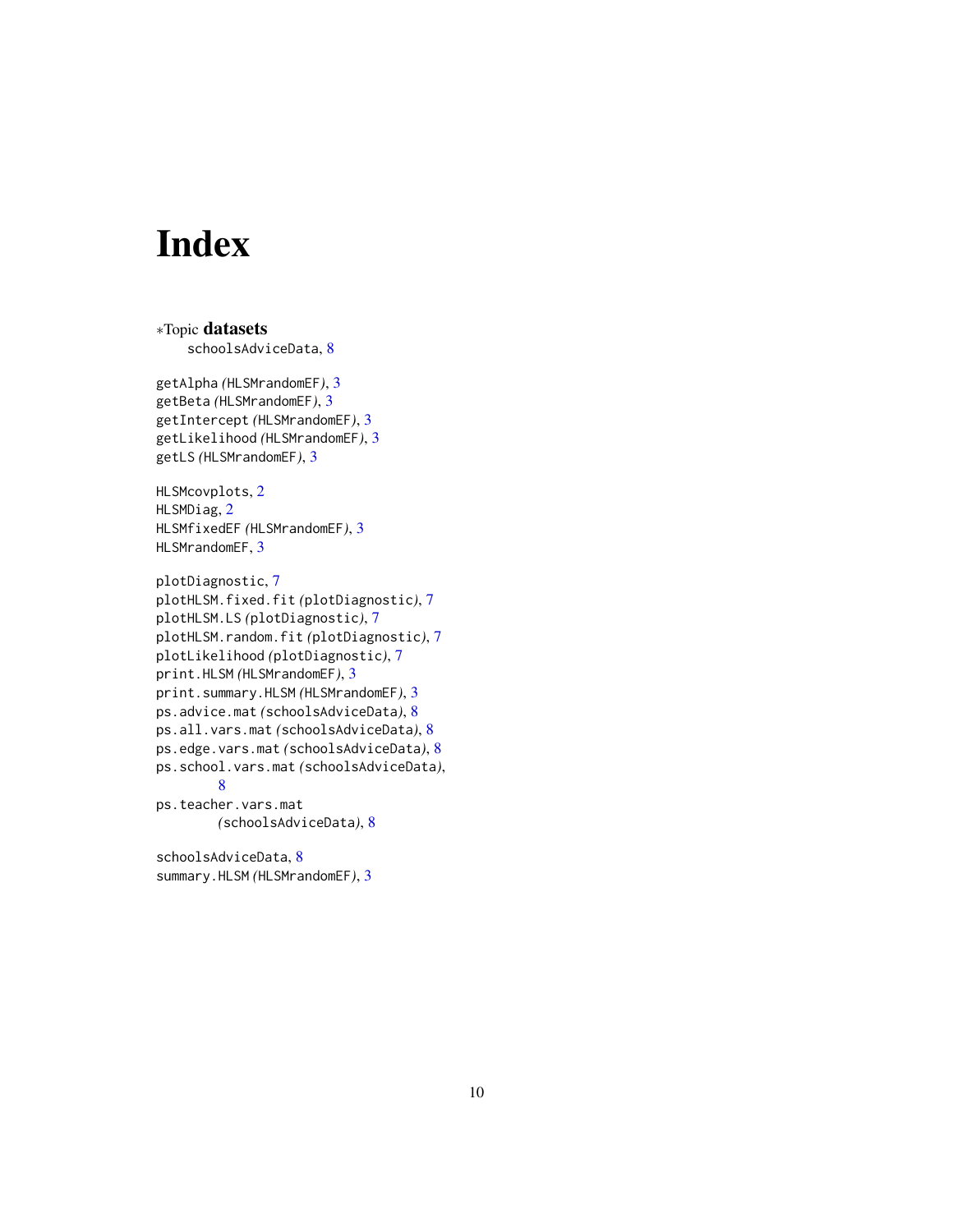# Index

*Topic **datasets**
    schoolsAdviceData, 8

getAlpha *(*HLSMrandomEF*)*, 3
getBeta *(*HLSMrandomEF*)*, 3
getIntercept *(*HLSMrandomEF*)*, 3
getLikelihood *(*HLSMrandomEF*)*, 3
getLS *(*HLSMrandomEF*)*, 3

HLSMcovplots, 2
HLSMDiag, 2
HLSMfixedEF *(*HLSMrandomEF*)*, 3
HLSMrandomEF, 3

plotDiagnostic, 7
plotHLSM.fixed.fit *(*plotDiagnostic*)*, 7
plotHLSM.LS *(*plotDiagnostic*)*, 7
plotHLSM.random.fit *(*plotDiagnostic*)*, 7
plotLikelihood *(*plotDiagnostic*)*, 7
print.HLSM *(*HLSMrandomEF*)*, 3
print.summary.HLSM *(*HLSMrandomEF*)*, 3
ps.advice.mat *(*schoolsAdviceData*)*, 8
ps.all.vars.mat *(*schoolsAdviceData*)*, 8
ps.edge.vars.mat *(*schoolsAdviceData*)*, 8
ps.school.vars.mat *(*schoolsAdviceData*)*, 8
ps.teacher.vars.mat *(*schoolsAdviceData*)*, 8

schoolsAdviceData, 8
summary.HLSM *(*HLSMrandomEF*)*, 3